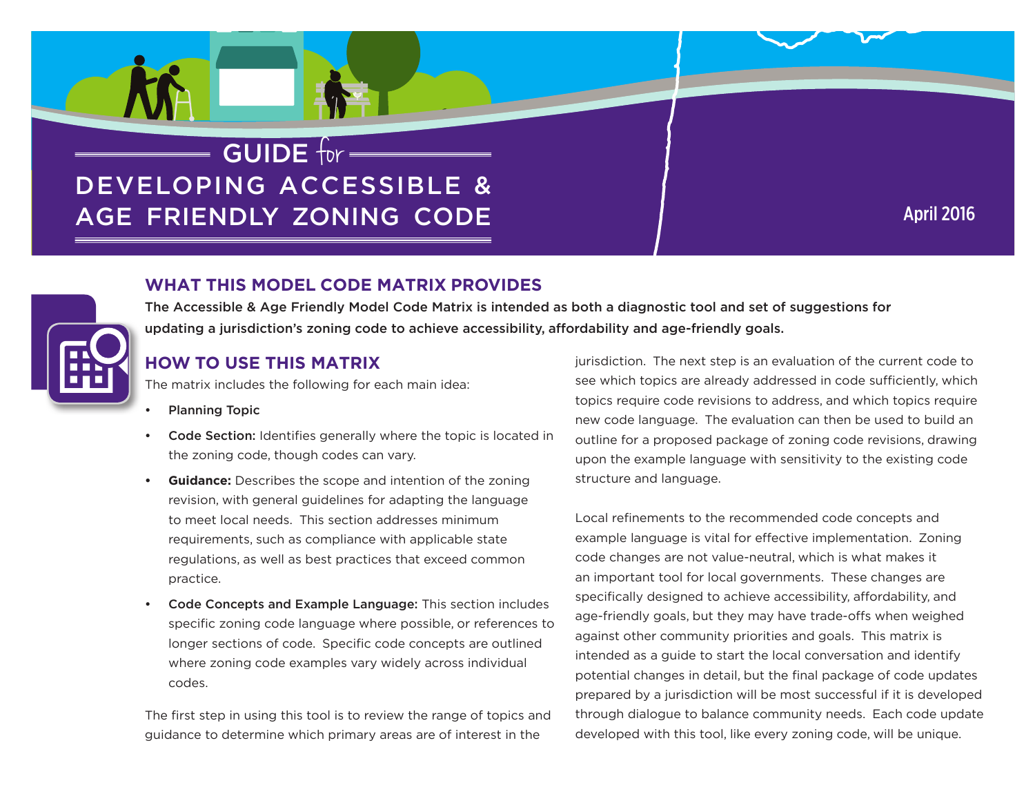# GUIDE for DEVELOPING ACCESSIBLE & AGE FRIENDLY ZONING CODE

April 2016

## WHAT THIS MODEL CODE MATRIX PROVIDES

**The Accessible & Age Friendly Model Code Matrix is intended as both a diagnostic tool and set of suggestions for updating a jurisdiction's zoning code to achieve accessibility, affordability and age-friendly goals.**

## HOW TO USE THIS MATRIX

The matrix includes the following for each main idea:

- **Planning Topic**
- **Code Section:** Identifies generally where the topic is located in the zoning code, though codes can vary.
- **Guidance:** Describes the scope and intention of the zoning revision, with general guidelines for adapting the language to meet local needs. This section addresses minimum requirements, such as compliance with applicable state regulations, as well as best practices that exceed common practice.
- **Code Concepts and Example Language:** This section includes specific zoning code language where possible, or references to longer sections of code. Specific code concepts are outlined where zoning code examples vary widely across individual codes.

The first step in using this tool is to review the range of topics and guidance to determine which primary areas are of interest in the jurisdiction. The next step is an evaluation of the current code to see which topics are already addressed in code sufficiently, which topics require code revisions to address, and which topics require new code language. The evaluation can then be used to build an outline for a proposed package of zoning code revisions, drawing upon the example language with sensitivity to the existing code structure and language.

Local refinements to the recommended code concepts and example language is vital for effective implementation. Zoning code changes are not value-neutral, which is what makes it an important tool for local governments. These changes are specifically designed to achieve accessibility, affordability, and age-friendly goals, but they may have trade-offs when weighed against other community priorities and goals. This matrix is intended as a guide to start the local conversation and identify potential changes in detail, but the final package of code updates prepared by a jurisdiction will be most successful if it is developed through dialogue to balance community needs. Each code update developed with this tool, like every zoning code, will be unique.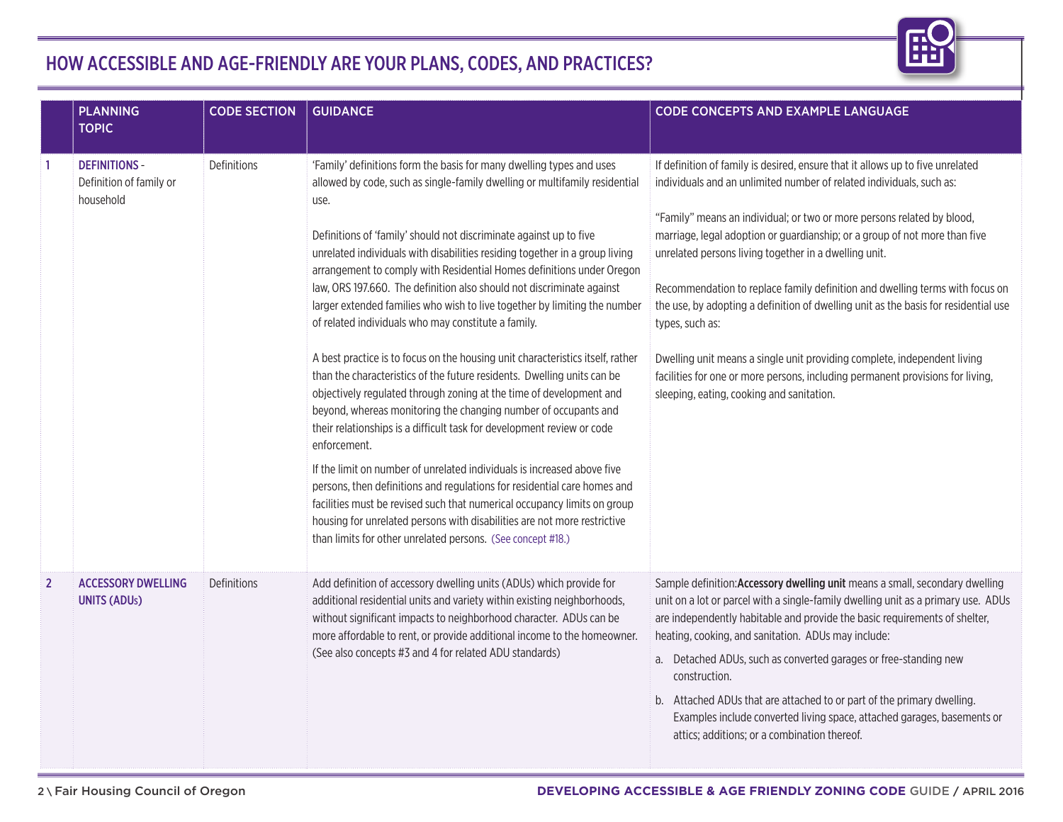## HOW ACCESSIBLE AND AGE-FRIENDLY ARE YOUR PLANS, CODES, AND PRACTICES?

| | PLANNING TOPIC | CODE SECTION | GUIDANCE | CODE CONCEPTS AND EXAMPLE LANGUAGE |
|---|---|---|---|---|
| 1 | **DEFINITIONS** - Definition of family or household | Definitions | 'Family' definitions form the basis for many dwelling types and uses allowed by code, such as single-family dwelling or multifamily residential use.<br><br>Definitions of 'family' should not discriminate against up to five unrelated individuals with disabilities residing together in a group living arrangement to comply with Residential Homes definitions under Oregon law, ORS 197.660. The definition also should not discriminate against larger extended families who wish to live together by limiting the number of related individuals who may constitute a family.<br><br>A best practice is to focus on the housing unit characteristics itself, rather than the characteristics of the future residents. Dwelling units can be objectively regulated through zoning at the time of development and beyond, whereas monitoring the changing number of occupants and their relationships is a difficult task for development review or code enforcement.<br><br>If the limit on number of unrelated individuals is increased above five persons, then definitions and regulations for residential care homes and facilities must be revised such that numerical occupancy limits on group housing for unrelated persons with disabilities are not more restrictive than limits for other unrelated persons. (See concept #18.) | If definition of family is desired, ensure that it allows up to five unrelated individuals and an unlimited number of related individuals, such as:<br><br>"Family" means an individual; or two or more persons related by blood, marriage, legal adoption or guardianship; or a group of not more than five unrelated persons living together in a dwelling unit.<br><br>Recommendation to replace family definition and dwelling terms with focus on the use, by adopting a definition of dwelling unit as the basis for residential use types, such as:<br><br>Dwelling unit means a single unit providing complete, independent living facilities for one or more persons, including permanent provisions for living, sleeping, eating, cooking and sanitation. |
| 2 | **ACCESSORY DWELLING UNITS (ADUs)** | Definitions | Add definition of accessory dwelling units (ADUs) which provide for additional residential units and variety within existing neighborhoods, without significant impacts to neighborhood character. ADUs can be more affordable to rent, or provide additional income to the homeowner. (See also concepts #3 and 4 for related ADU standards) | Sample definition: **Accessory dwelling unit** means a small, secondary dwelling unit on a lot or parcel with a single-family dwelling unit as a primary use. ADUs are independently habitable and provide the basic requirements of shelter, heating, cooking, and sanitation. ADUs may include:<br><br>a. Detached ADUs, such as converted garages or free-standing new construction.<br><br>b. Attached ADUs that are attached to or part of the primary dwelling. Examples include converted living space, attached garages, basements or attics; additions; or a combination thereof. |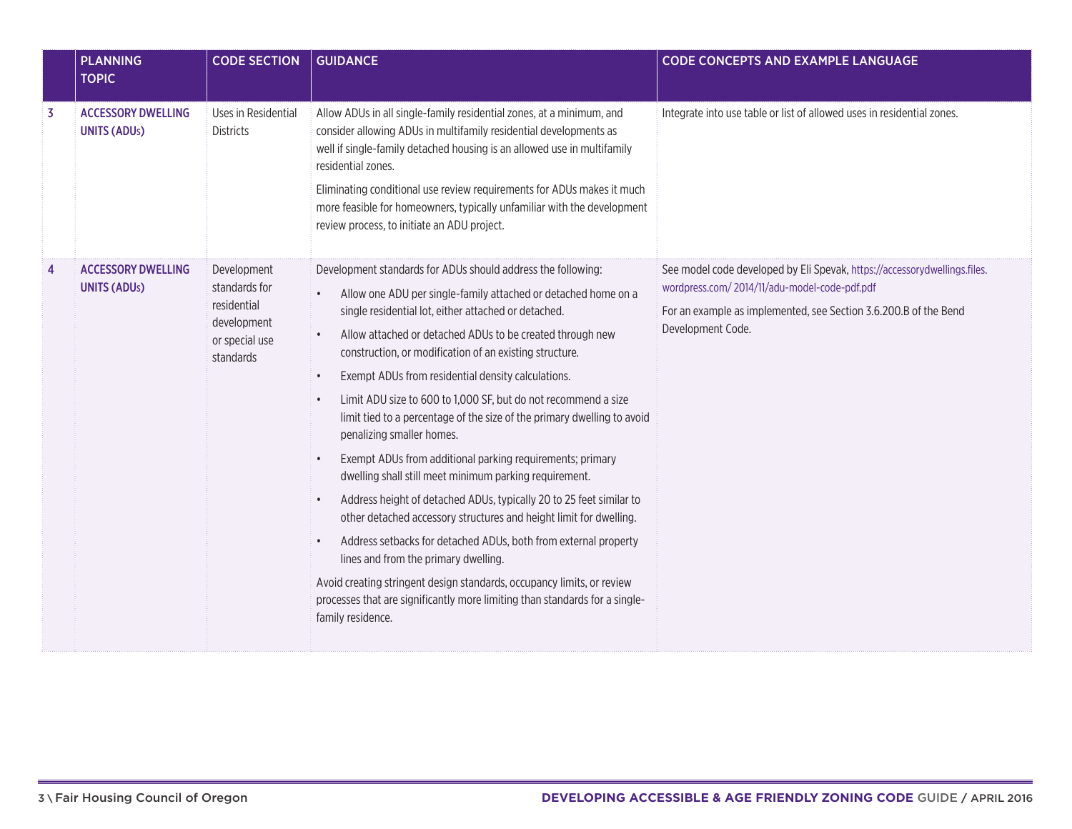| | PLANNING TOPIC | CODE SECTION | GUIDANCE | CODE CONCEPTS AND EXAMPLE LANGUAGE |
|---|---|---|---|---|
| 3 | **ACCESSORY DWELLING UNITS (ADUs)** | Uses in Residential Districts | Allow ADUs in all single-family residential zones, at a minimum, and consider allowing ADUs in multifamily residential developments as well if single-family detached housing is an allowed use in multifamily residential zones.<br><br>Eliminating conditional use review requirements for ADUs makes it much more feasible for homeowners, typically unfamiliar with the development review process, to initiate an ADU project. | Integrate into use table or list of allowed uses in residential zones. |
| 4 | **ACCESSORY DWELLING UNITS (ADUs)** | Development standards for residential development or special use standards | Development standards for ADUs should address the following:<br>• Allow one ADU per single-family attached or detached home on a single residential lot, either attached or detached.<br>• Allow attached or detached ADUs to be created through new construction, or modification of an existing structure.<br>• Exempt ADUs from residential density calculations.<br>• Limit ADU size to 600 to 1,000 SF, but do not recommend a size limit tied to a percentage of the size of the primary dwelling to avoid penalizing smaller homes.<br>• Exempt ADUs from additional parking requirements; primary dwelling shall still meet minimum parking requirement.<br>• Address height of detached ADUs, typically 20 to 25 feet similar to other detached accessory structures and height limit for dwelling.<br>• Address setbacks for detached ADUs, both from external property lines and from the primary dwelling.<br><br>Avoid creating stringent design standards, occupancy limits, or review processes that are significantly more limiting than standards for a single-family residence. | See model code developed by Eli Spevak, https://accessorydwellings.files.wordpress.com/2014/11/adu-model-code-pdf.pdf<br><br>For an example as implemented, see Section 3.6.200.B of the Bend Development Code. |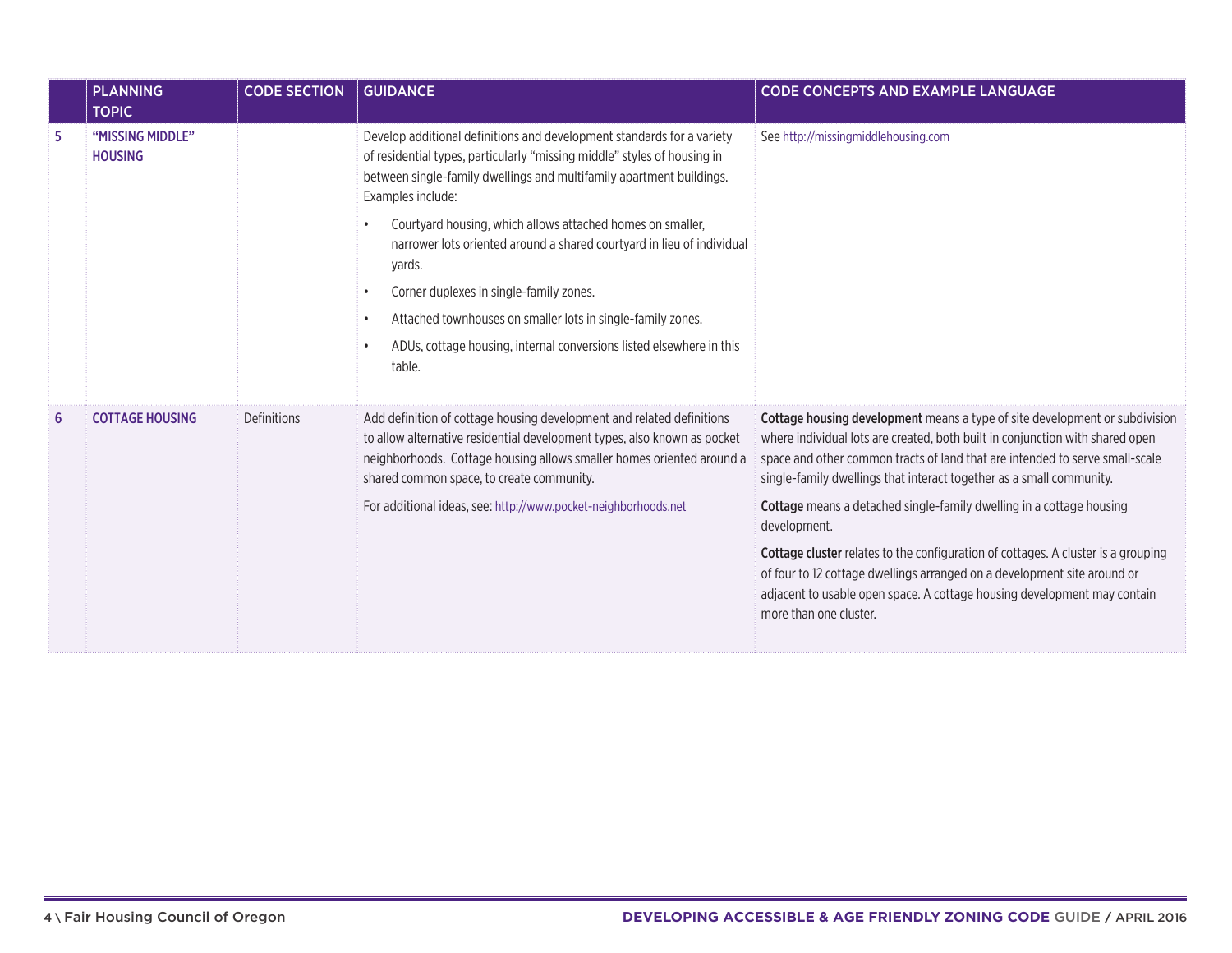| | PLANNING TOPIC | CODE SECTION | GUIDANCE | CODE CONCEPTS AND EXAMPLE LANGUAGE |
|---|---|---|---|---|
| 5 | "MISSING MIDDLE" HOUSING | | Develop additional definitions and development standards for a variety of residential types, particularly "missing middle" styles of housing in between single-family dwellings and multifamily apartment buildings. Examples include:<br>• Courtyard housing, which allows attached homes on smaller, narrower lots oriented around a shared courtyard in lieu of individual yards.<br>• Corner duplexes in single-family zones.<br>• Attached townhouses on smaller lots in single-family zones.<br>• ADUs, cottage housing, internal conversions listed elsewhere in this table. | See http://missingmiddlehousing.com |
| 6 | COTTAGE HOUSING | Definitions | Add definition of cottage housing development and related definitions to allow alternative residential development types, also known as pocket neighborhoods. Cottage housing allows smaller homes oriented around a shared common space, to create community.<br>For additional ideas, see: http://www.pocket-neighborhoods.net | **Cottage housing development** means a type of site development or subdivision where individual lots are created, both built in conjunction with shared open space and other common tracts of land that are intended to serve small-scale single-family dwellings that interact together as a small community.<br>**Cottage** means a detached single-family dwelling in a cottage housing development.<br>**Cottage cluster** relates to the configuration of cottages. A cluster is a grouping of four to 12 cottage dwellings arranged on a development site around or adjacent to usable open space. A cottage housing development may contain more than one cluster. |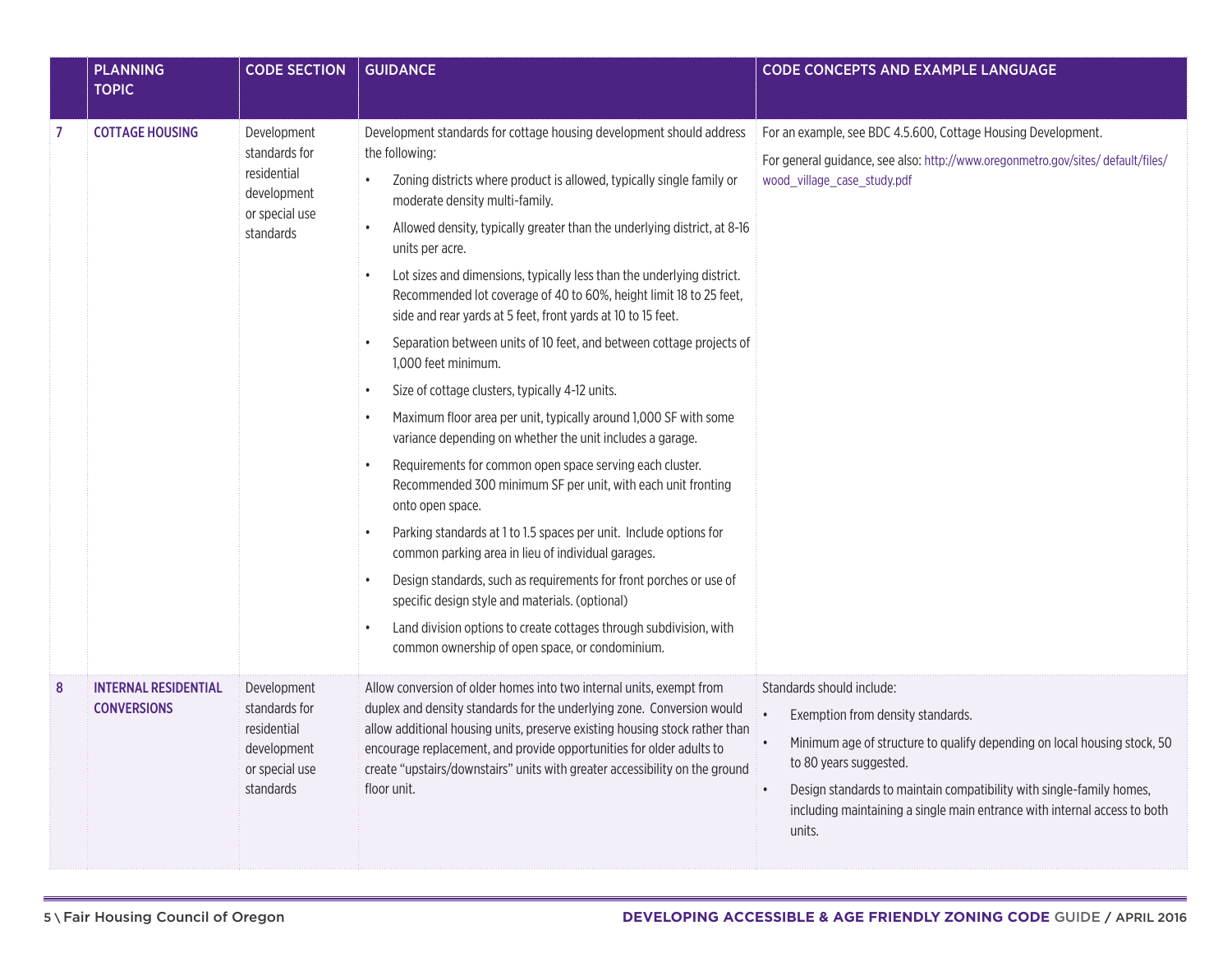| | PLANNING TOPIC | CODE SECTION | GUIDANCE | CODE CONCEPTS AND EXAMPLE LANGUAGE |
|---|---|---|---|---|
| 7 | **COTTAGE HOUSING** | Development standards for residential development or special use standards | Development standards for cottage housing development should address the following:<br>• Zoning districts where product is allowed, typically single family or moderate density multi-family.<br>• Allowed density, typically greater than the underlying district, at 8-16 units per acre.<br>• Lot sizes and dimensions, typically less than the underlying district. Recommended lot coverage of 40 to 60%, height limit 18 to 25 feet, side and rear yards at 5 feet, front yards at 10 to 15 feet.<br>• Separation between units of 10 feet, and between cottage projects of 1,000 feet minimum.<br>• Size of cottage clusters, typically 4-12 units.<br>• Maximum floor area per unit, typically around 1,000 SF with some variance depending on whether the unit includes a garage.<br>• Requirements for common open space serving each cluster. Recommended 300 minimum SF per unit, with each unit fronting onto open space.<br>• Parking standards at 1 to 1.5 spaces per unit. Include options for common parking area in lieu of individual garages.<br>• Design standards, such as requirements for front porches or use of specific design style and materials. (optional)<br>• Land division options to create cottages through subdivision, with common ownership of open space, or condominium. | For an example, see BDC 4.5.600, Cottage Housing Development.<br>For general guidance, see also: http://www.oregonmetro.gov/sites/ default/files/ wood_village_case_study.pdf |
| 8 | **INTERNAL RESIDENTIAL CONVERSIONS** | Development standards for residential development or special use standards | Allow conversion of older homes into two internal units, exempt from duplex and density standards for the underlying zone. Conversion would allow additional housing units, preserve existing housing stock rather than encourage replacement, and provide opportunities for older adults to create "upstairs/downstairs" units with greater accessibility on the ground floor unit. | Standards should include:<br>• Exemption from density standards.<br>• Minimum age of structure to qualify depending on local housing stock, 50 to 80 years suggested.<br>• Design standards to maintain compatibility with single-family homes, including maintaining a single main entrance with internal access to both units. |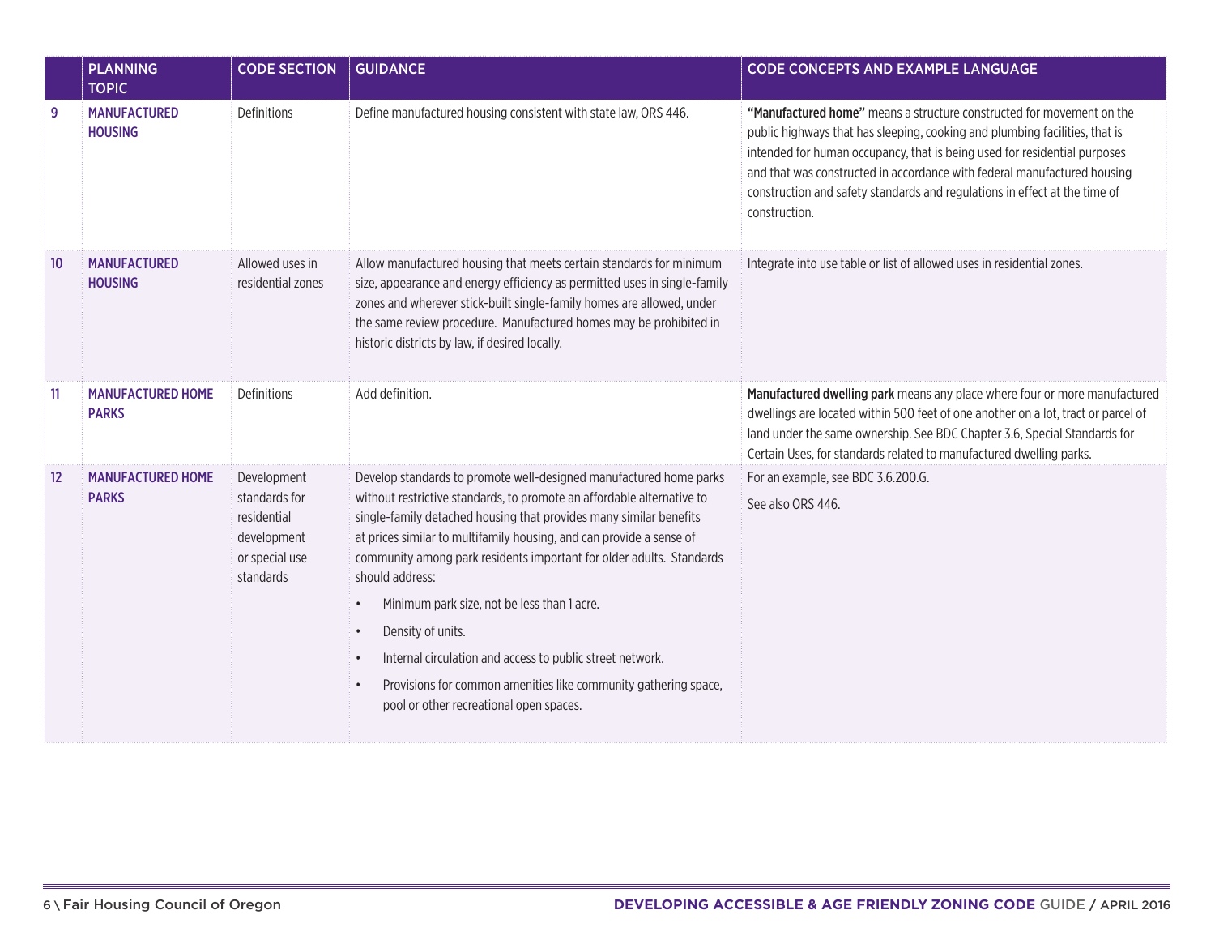| | PLANNING TOPIC | CODE SECTION | GUIDANCE | CODE CONCEPTS AND EXAMPLE LANGUAGE |
|---|---|---|---|---|
| 9 | **MANUFACTURED HOUSING** | Definitions | Define manufactured housing consistent with state law, ORS 446. | **"Manufactured home"** means a structure constructed for movement on the public highways that has sleeping, cooking and plumbing facilities, that is intended for human occupancy, that is being used for residential purposes and that was constructed in accordance with federal manufactured housing construction and safety standards and regulations in effect at the time of construction. |
| 10 | **MANUFACTURED HOUSING** | Allowed uses in residential zones | Allow manufactured housing that meets certain standards for minimum size, appearance and energy efficiency as permitted uses in single-family zones and wherever stick-built single-family homes are allowed, under the same review procedure. Manufactured homes may be prohibited in historic districts by law, if desired locally. | Integrate into use table or list of allowed uses in residential zones. |
| 11 | **MANUFACTURED HOME PARKS** | Definitions | Add definition. | **Manufactured dwelling park** means any place where four or more manufactured dwellings are located within 500 feet of one another on a lot, tract or parcel of land under the same ownership. See BDC Chapter 3.6, Special Standards for Certain Uses, for standards related to manufactured dwelling parks. |
| 12 | **MANUFACTURED HOME PARKS** | Development standards for residential development or special use standards | Develop standards to promote well-designed manufactured home parks without restrictive standards, to promote an affordable alternative to single-family detached housing that provides many similar benefits at prices similar to multifamily housing, and can provide a sense of community among park residents important for older adults. Standards should address:<br>• Minimum park size, not be less than 1 acre.<br>• Density of units.<br>• Internal circulation and access to public street network.<br>• Provisions for common amenities like community gathering space, pool or other recreational open spaces. | For an example, see BDC 3.6.200.G.<br>See also ORS 446. |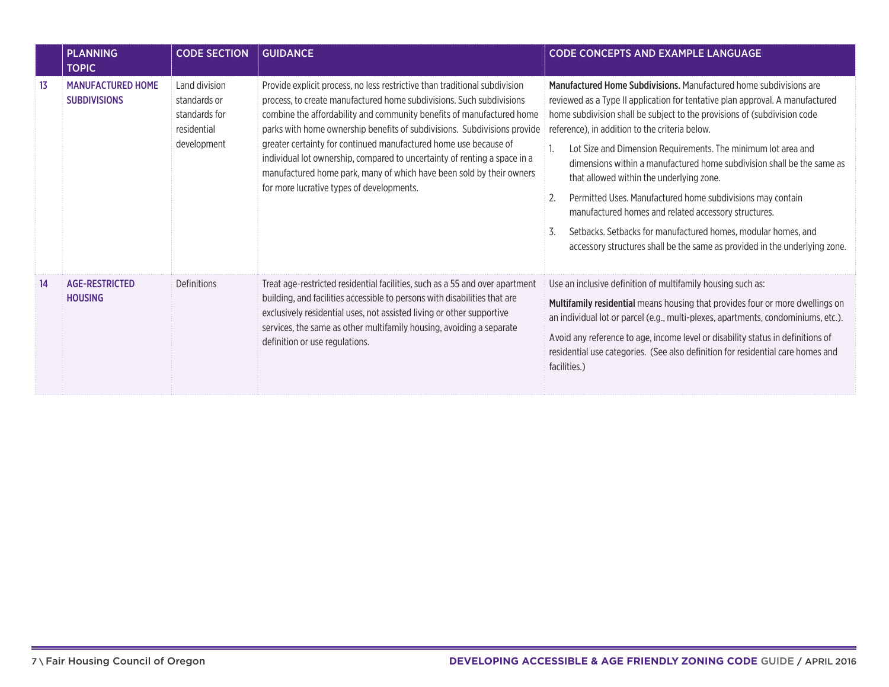| | PLANNING TOPIC | CODE SECTION | GUIDANCE | CODE CONCEPTS AND EXAMPLE LANGUAGE |
|---|---|---|---|---|
| 13 | **MANUFACTURED HOME SUBDIVISIONS** | Land division standards or standards for residential development | Provide explicit process, no less restrictive than traditional subdivision process, to create manufactured home subdivisions. Such subdivisions combine the affordability and community benefits of manufactured home parks with home ownership benefits of subdivisions. Subdivisions provide greater certainty for continued manufactured home use because of individual lot ownership, compared to uncertainty of renting a space in a manufactured home park, many of which have been sold by their owners for more lucrative types of developments. | **Manufactured Home Subdivisions.** Manufactured home subdivisions are reviewed as a Type II application for tentative plan approval. A manufactured home subdivision shall be subject to the provisions of (subdivision code reference), in addition to the criteria below.<br>1. Lot Size and Dimension Requirements. The minimum lot area and dimensions within a manufactured home subdivision shall be the same as that allowed within the underlying zone.<br>2. Permitted Uses. Manufactured home subdivisions may contain manufactured homes and related accessory structures.<br>3. Setbacks. Setbacks for manufactured homes, modular homes, and accessory structures shall be the same as provided in the underlying zone. |
| 14 | **AGE-RESTRICTED HOUSING** | Definitions | Treat age-restricted residential facilities, such as a 55 and over apartment building, and facilities accessible to persons with disabilities that are exclusively residential uses, not assisted living or other supportive services, the same as other multifamily housing, avoiding a separate definition or use regulations. | Use an inclusive definition of multifamily housing such as:<br>**Multifamily residential** means housing that provides four or more dwellings on an individual lot or parcel (e.g., multi-plexes, apartments, condominiums, etc.).<br>Avoid any reference to age, income level or disability status in definitions of residential use categories. (See also definition for residential care homes and facilities.) |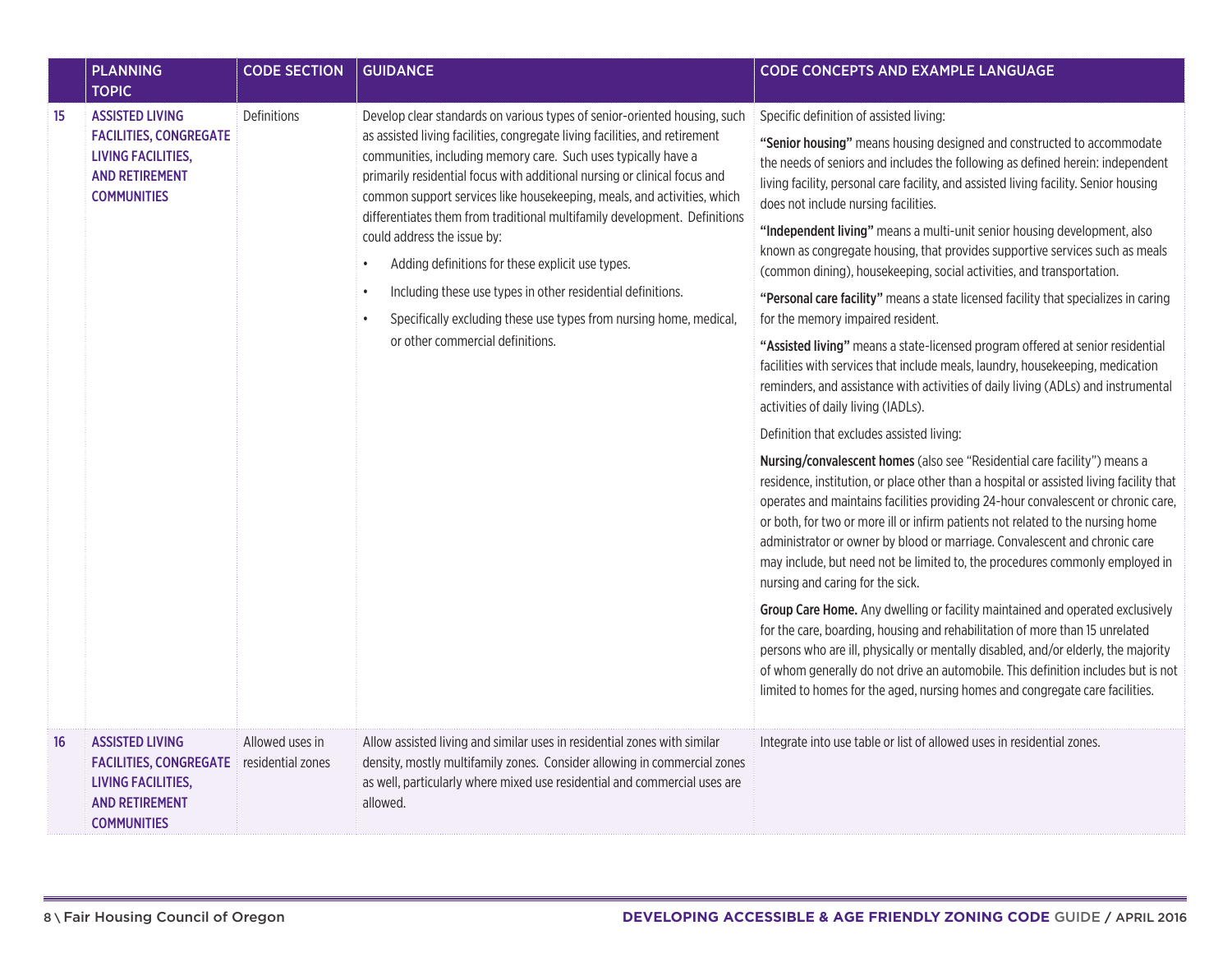| | PLANNING TOPIC | CODE SECTION | GUIDANCE | CODE CONCEPTS AND EXAMPLE LANGUAGE |
|---|---|---|---|---|
| 15 | **ASSISTED LIVING FACILITIES, CONGREGATE LIVING FACILITIES, AND RETIREMENT COMMUNITIES** | Definitions | Develop clear standards on various types of senior-oriented housing, such as assisted living facilities, congregate living facilities, and retirement communities, including memory care. Such uses typically have a primarily residential focus with additional nursing or clinical focus and common support services like housekeeping, meals, and activities, which differentiates them from traditional multifamily development. Definitions could address the issue by:<br>• Adding definitions for these explicit use types.<br>• Including these use types in other residential definitions.<br>• Specifically excluding these use types from nursing home, medical, or other commercial definitions. | Specific definition of assisted living:<br><br>**"Senior housing"** means housing designed and constructed to accommodate the needs of seniors and includes the following as defined herein: independent living facility, personal care facility, and assisted living facility. Senior housing does not include nursing facilities.<br><br>**"Independent living"** means a multi-unit senior housing development, also known as congregate housing, that provides supportive services such as meals (common dining), housekeeping, social activities, and transportation.<br><br>**"Personal care facility"** means a state licensed facility that specializes in caring for the memory impaired resident.<br><br>**"Assisted living"** means a state-licensed program offered at senior residential facilities with services that include meals, laundry, housekeeping, medication reminders, and assistance with activities of daily living (ADLs) and instrumental activities of daily living (IADLs).<br><br>Definition that excludes assisted living:<br><br>**Nursing/convalescent homes** (also see "Residential care facility") means a residence, institution, or place other than a hospital or assisted living facility that operates and maintains facilities providing 24-hour convalescent or chronic care, or both, for two or more ill or infirm patients not related to the nursing home administrator or owner by blood or marriage. Convalescent and chronic care may include, but need not be limited to, the procedures commonly employed in nursing and caring for the sick.<br><br>**Group Care Home.** Any dwelling or facility maintained and operated exclusively for the care, boarding, housing and rehabilitation of more than 15 unrelated persons who are ill, physically or mentally disabled, and/or elderly, the majority of whom generally do not drive an automobile. This definition includes but is not limited to homes for the aged, nursing homes and congregate care facilities. |
| 16 | **ASSISTED LIVING FACILITIES, CONGREGATE LIVING FACILITIES, AND RETIREMENT COMMUNITIES** | Allowed uses in residential zones | Allow assisted living and similar uses in residential zones with similar density, mostly multifamily zones. Consider allowing in commercial zones as well, particularly where mixed use residential and commercial uses are allowed. | Integrate into use table or list of allowed uses in residential zones. |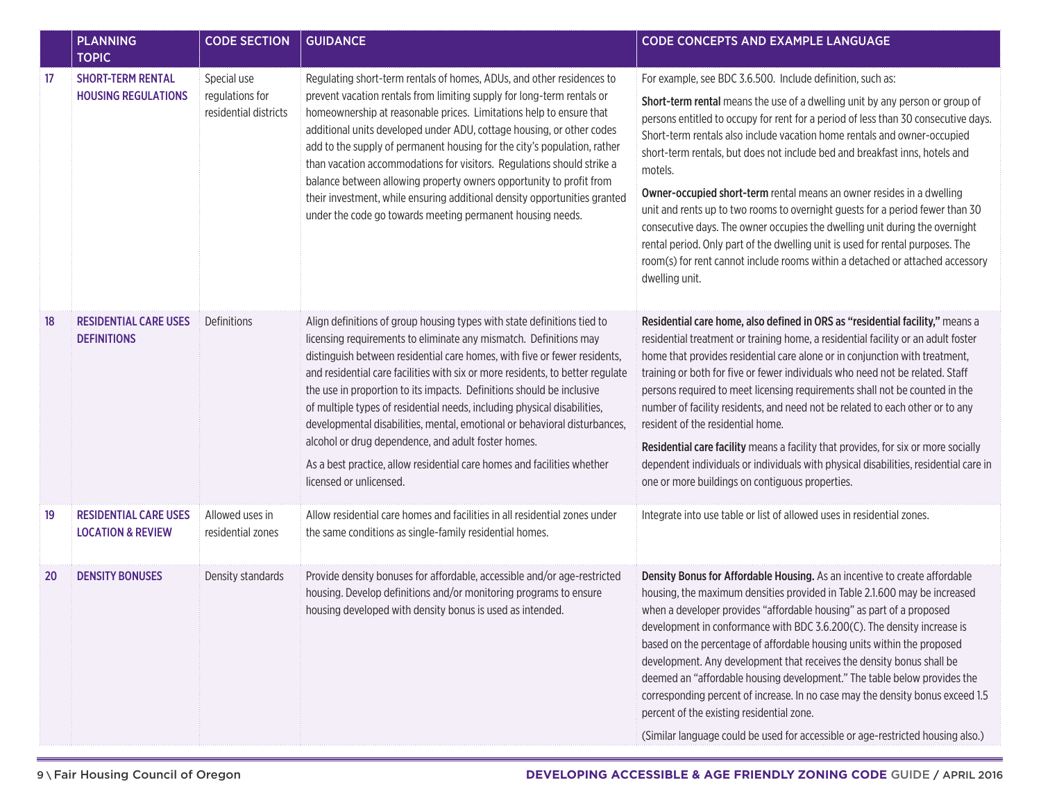| | PLANNING TOPIC | CODE SECTION | GUIDANCE | CODE CONCEPTS AND EXAMPLE LANGUAGE |
|---|---|---|---|---|
| 17 | **SHORT-TERM RENTAL HOUSING REGULATIONS** | Special use regulations for residential districts | Regulating short-term rentals of homes, ADUs, and other residences to prevent vacation rentals from limiting supply for long-term rentals or homeownership at reasonable prices. Limitations help to ensure that additional units developed under ADU, cottage housing, or other codes add to the supply of permanent housing for the city's population, rather than vacation accommodations for visitors. Regulations should strike a balance between allowing property owners opportunity to profit from their investment, while ensuring additional density opportunities granted under the code go towards meeting permanent housing needs. | For example, see BDC 3.6.500. Include definition, such as: **Short-term rental** means the use of a dwelling unit by any person or group of persons entitled to occupy for rent for a period of less than 30 consecutive days. Short-term rentals also include vacation home rentals and owner-occupied short-term rentals, but does not include bed and breakfast inns, hotels and motels. **Owner-occupied short-term** rental means an owner resides in a dwelling unit and rents up to two rooms to overnight guests for a period fewer than 30 consecutive days. The owner occupies the dwelling unit during the overnight rental period. Only part of the dwelling unit is used for rental purposes. The room(s) for rent cannot include rooms within a detached or attached accessory dwelling unit. |
| 18 | **RESIDENTIAL CARE USES DEFINITIONS** | Definitions | Align definitions of group housing types with state definitions tied to licensing requirements to eliminate any mismatch. Definitions may distinguish between residential care homes, with five or fewer residents, and residential care facilities with six or more residents, to better regulate the use in proportion to its impacts. Definitions should be inclusive of multiple types of residential needs, including physical disabilities, developmental disabilities, mental, emotional or behavioral disturbances, alcohol or drug dependence, and adult foster homes. As a best practice, allow residential care homes and facilities whether licensed or unlicensed. | **Residential care home, also defined in ORS as "residential facility,"** means a residential treatment or training home, a residential facility or an adult foster home that provides residential care alone or in conjunction with treatment, training or both for five or fewer individuals who need not be related. Staff persons required to meet licensing requirements shall not be counted in the number of facility residents, and need not be related to each other or to any resident of the residential home. **Residential care facility** means a facility that provides, for six or more socially dependent individuals or individuals with physical disabilities, residential care in one or more buildings on contiguous properties. |
| 19 | **RESIDENTIAL CARE USES LOCATION & REVIEW** | Allowed uses in residential zones | Allow residential care homes and facilities in all residential zones under the same conditions as single-family residential homes. | Integrate into use table or list of allowed uses in residential zones. |
| 20 | **DENSITY BONUSES** | Density standards | Provide density bonuses for affordable, accessible and/or age-restricted housing. Develop definitions and/or monitoring programs to ensure housing developed with density bonus is used as intended. | **Density Bonus for Affordable Housing.** As an incentive to create affordable housing, the maximum densities provided in Table 2.1.600 may be increased when a developer provides "affordable housing" as part of a proposed development in conformance with BDC 3.6.200(C). The density increase is based on the percentage of affordable housing units within the proposed development. Any development that receives the density bonus shall be deemed an "affordable housing development." The table below provides the corresponding percent of increase. In no case may the density bonus exceed 1.5 percent of the existing residential zone. (Similar language could be used for accessible or age-restricted housing also.) |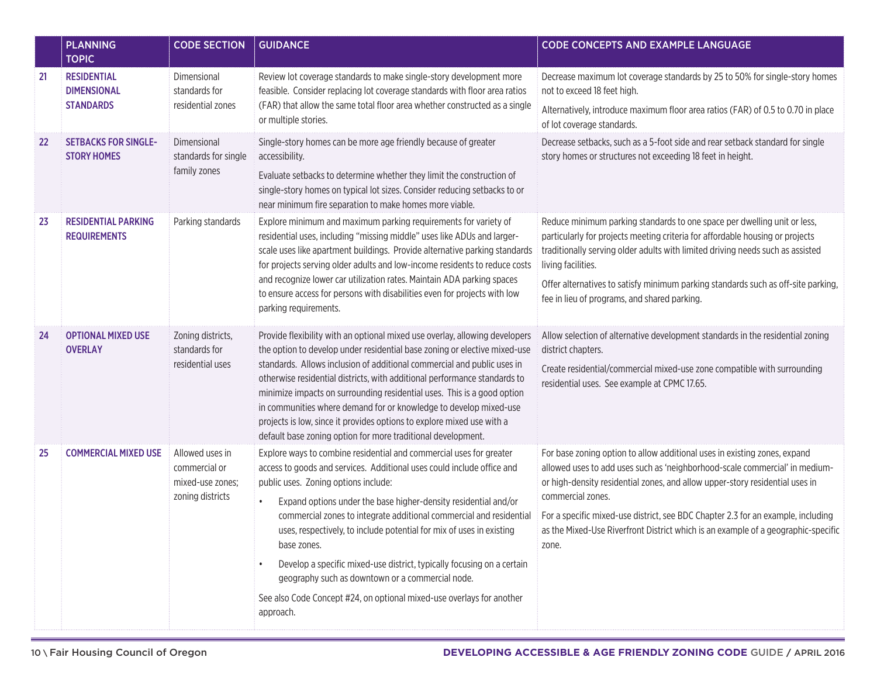| | PLANNING TOPIC | CODE SECTION | GUIDANCE | CODE CONCEPTS AND EXAMPLE LANGUAGE |
|---|---|---|---|---|
| 21 | **RESIDENTIAL DIMENSIONAL STANDARDS** | Dimensional standards for residential zones | Review lot coverage standards to make single-story development more feasible. Consider replacing lot coverage standards with floor area ratios (FAR) that allow the same total floor area whether constructed as a single or multiple stories. | Decrease maximum lot coverage standards by 25 to 50% for single-story homes not to exceed 18 feet high.<br><br>Alternatively, introduce maximum floor area ratios (FAR) of 0.5 to 0.70 in place of lot coverage standards. |
| 22 | **SETBACKS FOR SINGLE-STORY HOMES** | Dimensional standards for single family zones | Single-story homes can be more age friendly because of greater accessibility.<br><br>Evaluate setbacks to determine whether they limit the construction of single-story homes on typical lot sizes. Consider reducing setbacks to or near minimum fire separation to make homes more viable. | Decrease setbacks, such as a 5-foot side and rear setback standard for single story homes or structures not exceeding 18 feet in height. |
| 23 | **RESIDENTIAL PARKING REQUIREMENTS** | Parking standards | Explore minimum and maximum parking requirements for variety of residential uses, including "missing middle" uses like ADUs and larger-scale uses like apartment buildings. Provide alternative parking standards for projects serving older adults and low-income residents to reduce costs and recognize lower car utilization rates. Maintain ADA parking spaces to ensure access for persons with disabilities even for projects with low parking requirements. | Reduce minimum parking standards to one space per dwelling unit or less, particularly for projects meeting criteria for affordable housing or projects traditionally serving older adults with limited driving needs such as assisted living facilities.<br><br>Offer alternatives to satisfy minimum parking standards such as off-site parking, fee in lieu of programs, and shared parking. |
| 24 | **OPTIONAL MIXED USE OVERLAY** | Zoning districts, standards for residential uses | Provide flexibility with an optional mixed use overlay, allowing developers the option to develop under residential base zoning or elective mixed-use standards. Allows inclusion of additional commercial and public uses in otherwise residential districts, with additional performance standards to minimize impacts on surrounding residential uses. This is a good option in communities where demand for or knowledge to develop mixed-use projects is low, since it provides options to explore mixed use with a default base zoning option for more traditional development. | Allow selection of alternative development standards in the residential zoning district chapters.<br><br>Create residential/commercial mixed-use zone compatible with surrounding residential uses. See example at CPMC 17.65. |
| 25 | **COMMERCIAL MIXED USE** | Allowed uses in commercial or mixed-use zones; zoning districts | Explore ways to combine residential and commercial uses for greater access to goods and services. Additional uses could include office and public uses. Zoning options include:<br><br>• Expand options under the base higher-density residential and/or commercial zones to integrate additional commercial and residential uses, respectively, to include potential for mix of uses in existing base zones.<br><br>• Develop a specific mixed-use district, typically focusing on a certain geography such as downtown or a commercial node.<br><br>See also Code Concept #24, on optional mixed-use overlays for another approach. | For base zoning option to allow additional uses in existing zones, expand allowed uses to add uses such as 'neighborhood-scale commercial' in medium- or high-density residential zones, and allow upper-story residential uses in commercial zones.<br><br>For a specific mixed-use district, see BDC Chapter 2.3 for an example, including as the Mixed-Use Riverfront District which is an example of a geographic-specific zone. |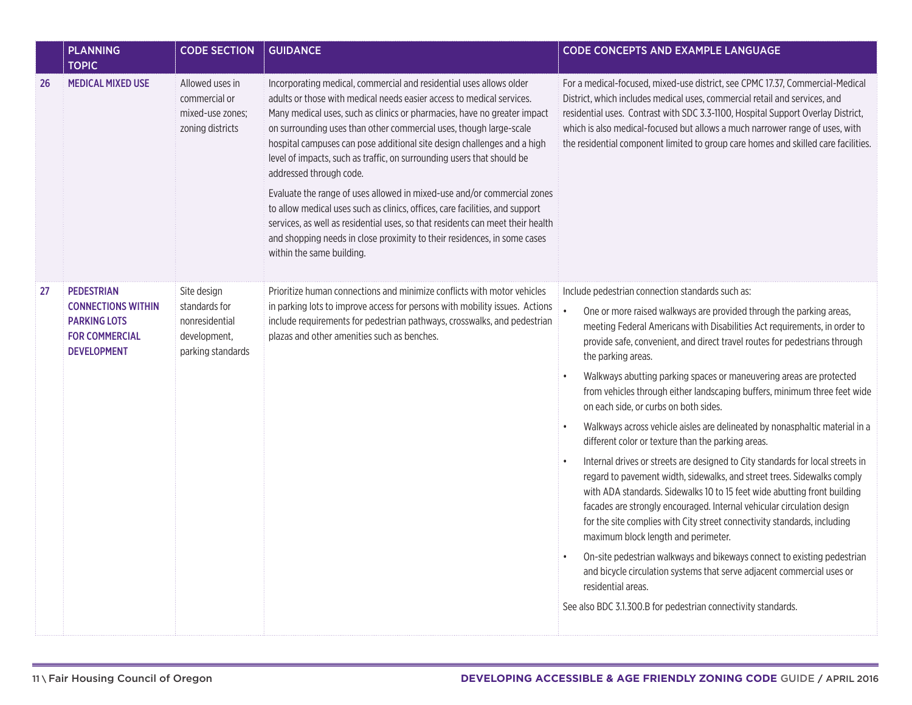| | PLANNING TOPIC | CODE SECTION | GUIDANCE | CODE CONCEPTS AND EXAMPLE LANGUAGE |
|---|---|---|---|---|
| 26 | **MEDICAL MIXED USE** | Allowed uses in commercial or mixed-use zones; zoning districts | Incorporating medical, commercial and residential uses allows older adults or those with medical needs easier access to medical services. Many medical uses, such as clinics or pharmacies, have no greater impact on surrounding uses than other commercial uses, though large-scale hospital campuses can pose additional site design challenges and a high level of impacts, such as traffic, on surrounding users that should be addressed through code.<br><br>Evaluate the range of uses allowed in mixed-use and/or commercial zones to allow medical uses such as clinics, offices, care facilities, and support services, as well as residential uses, so that residents can meet their health and shopping needs in close proximity to their residences, in some cases within the same building. | For a medical-focused, mixed-use district, see CPMC 17.37, Commercial-Medical District, which includes medical uses, commercial retail and services, and residential uses. Contrast with SDC 3.3-1100, Hospital Support Overlay District, which is also medical-focused but allows a much narrower range of uses, with the residential component limited to group care homes and skilled care facilities. |
| 27 | **PEDESTRIAN CONNECTIONS WITHIN PARKING LOTS FOR COMMERCIAL DEVELOPMENT** | Site design standards for nonresidential development, parking standards | Prioritize human connections and minimize conflicts with motor vehicles in parking lots to improve access for persons with mobility issues. Actions include requirements for pedestrian pathways, crosswalks, and pedestrian plazas and other amenities such as benches. | Include pedestrian connection standards such as:<br>• One or more raised walkways are provided through the parking areas, meeting Federal Americans with Disabilities Act requirements, in order to provide safe, convenient, and direct travel routes for pedestrians through the parking areas.<br>• Walkways abutting parking spaces or maneuvering areas are protected from vehicles through either landscaping buffers, minimum three feet wide on each side, or curbs on both sides.<br>• Walkways across vehicle aisles are delineated by nonasphaltic material in a different color or texture than the parking areas.<br>• Internal drives or streets are designed to City standards for local streets in regard to pavement width, sidewalks, and street trees. Sidewalks comply with ADA standards. Sidewalks 10 to 15 feet wide abutting front building facades are strongly encouraged. Internal vehicular circulation design for the site complies with City street connectivity standards, including maximum block length and perimeter.<br>• On-site pedestrian walkways and bikeways connect to existing pedestrian and bicycle circulation systems that serve adjacent commercial uses or residential areas.<br><br>See also BDC 3.1.300.B for pedestrian connectivity standards. |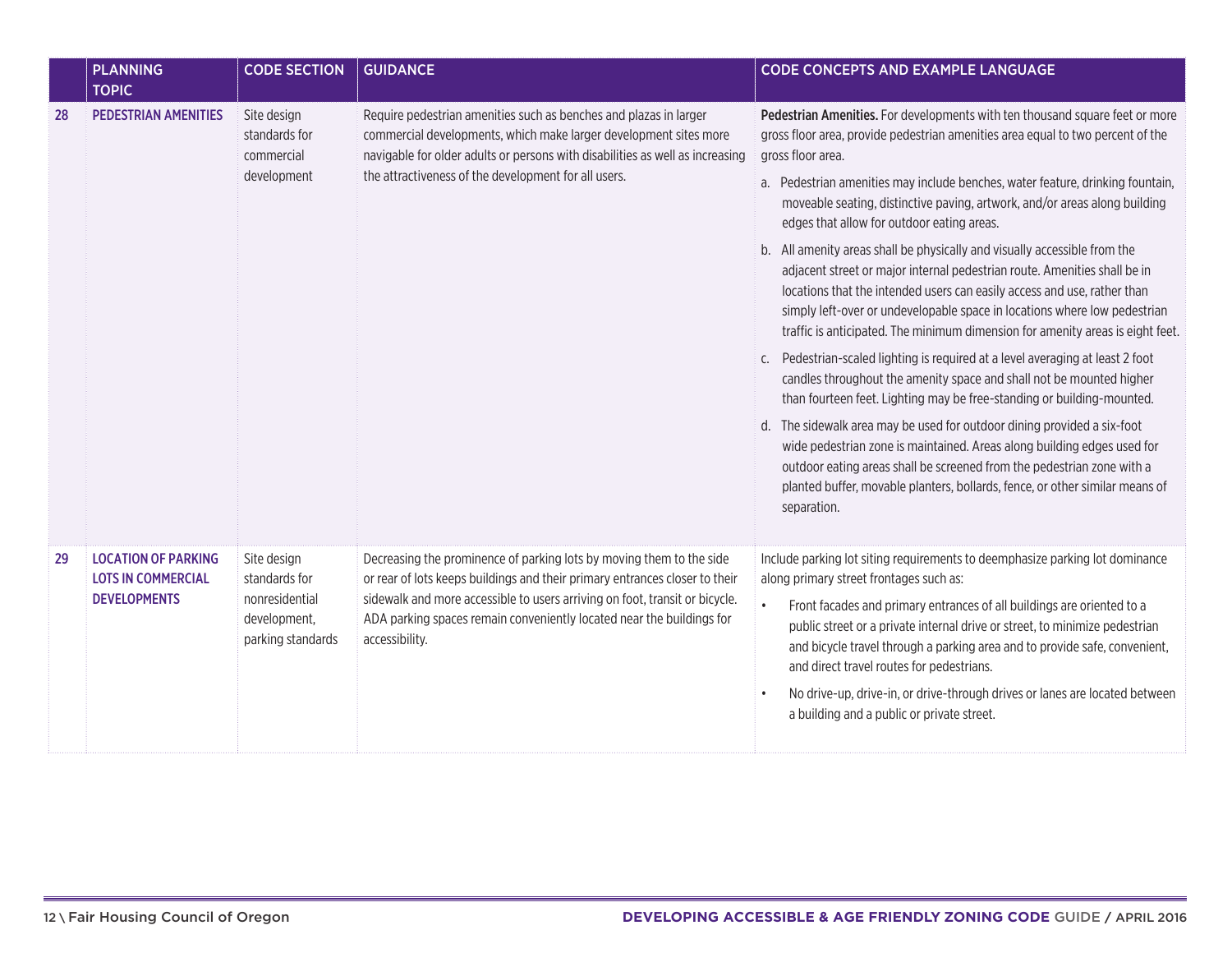| | PLANNING TOPIC | CODE SECTION | GUIDANCE | CODE CONCEPTS AND EXAMPLE LANGUAGE |
|---|---|---|---|---|
| 28 | **PEDESTRIAN AMENITIES** | Site design standards for commercial development | Require pedestrian amenities such as benches and plazas in larger commercial developments, which make larger development sites more navigable for older adults or persons with disabilities as well as increasing the attractiveness of the development for all users. | **Pedestrian Amenities.** For developments with ten thousand square feet or more gross floor area, provide pedestrian amenities area equal to two percent of the gross floor area.<br><br>a. Pedestrian amenities may include benches, water feature, drinking fountain, moveable seating, distinctive paving, artwork, and/or areas along building edges that allow for outdoor eating areas.<br><br>b. All amenity areas shall be physically and visually accessible from the adjacent street or major internal pedestrian route. Amenities shall be in locations that the intended users can easily access and use, rather than simply left-over or undevelopable space in locations where low pedestrian traffic is anticipated. The minimum dimension for amenity areas is eight feet.<br><br>c. Pedestrian-scaled lighting is required at a level averaging at least 2 foot candles throughout the amenity space and shall not be mounted higher than fourteen feet. Lighting may be free-standing or building-mounted.<br><br>d. The sidewalk area may be used for outdoor dining provided a six-foot wide pedestrian zone is maintained. Areas along building edges used for outdoor eating areas shall be screened from the pedestrian zone with a planted buffer, movable planters, bollards, fence, or other similar means of separation. |
| 29 | **LOCATION OF PARKING LOTS IN COMMERCIAL DEVELOPMENTS** | Site design standards for nonresidential development, parking standards | Decreasing the prominence of parking lots by moving them to the side or rear of lots keeps buildings and their primary entrances closer to their sidewalk and more accessible to users arriving on foot, transit or bicycle. ADA parking spaces remain conveniently located near the buildings for accessibility. | Include parking lot siting requirements to deemphasize parking lot dominance along primary street frontages such as:<br><br>• Front facades and primary entrances of all buildings are oriented to a public street or a private internal drive or street, to minimize pedestrian and bicycle travel through a parking area and to provide safe, convenient, and direct travel routes for pedestrians.<br><br>• No drive-up, drive-in, or drive-through drives or lanes are located between a building and a public or private street. |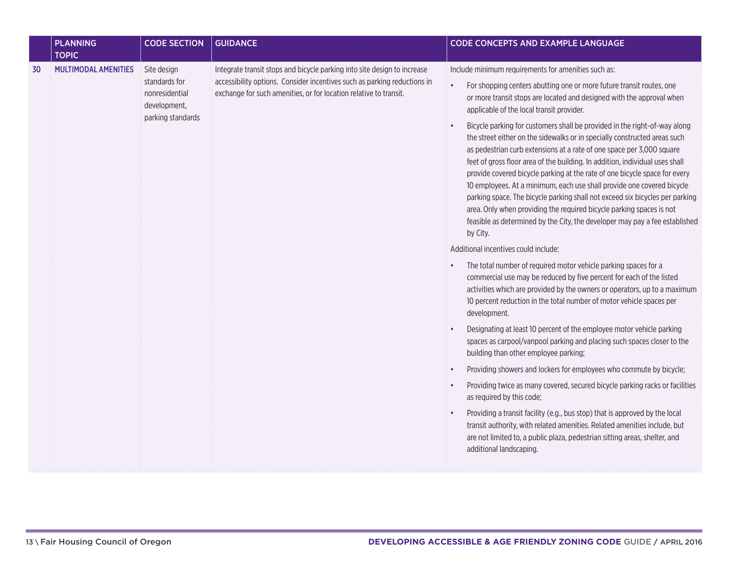| | PLANNING TOPIC | CODE SECTION | GUIDANCE | CODE CONCEPTS AND EXAMPLE LANGUAGE |
|---|---|---|---|---|
| 30 | **MULTIMODAL AMENITIES** | Site design standards for nonresidential development, parking standards | Integrate transit stops and bicycle parking into site design to increase accessibility options. Consider incentives such as parking reductions in exchange for such amenities, or for location relative to transit. | Include minimum requirements for amenities such as:<br>• For shopping centers abutting one or more future transit routes, one or more transit stops are located and designed with the approval when applicable of the local transit provider.<br>• Bicycle parking for customers shall be provided in the right-of-way along the street either on the sidewalks or in specially constructed areas such as pedestrian curb extensions at a rate of one space per 3,000 square feet of gross floor area of the building. In addition, individual uses shall provide covered bicycle parking at the rate of one bicycle space for every 10 employees. At a minimum, each use shall provide one covered bicycle parking space. The bicycle parking shall not exceed six bicycles per parking area. Only when providing the required bicycle parking spaces is not feasible as determined by the City, the developer may pay a fee established by City.<br><br>Additional incentives could include:<br>• The total number of required motor vehicle parking spaces for a commercial use may be reduced by five percent for each of the listed activities which are provided by the owners or operators, up to a maximum 10 percent reduction in the total number of motor vehicle spaces per development.<br>• Designating at least 10 percent of the employee motor vehicle parking spaces as carpool/vanpool parking and placing such spaces closer to the building than other employee parking;<br>• Providing showers and lockers for employees who commute by bicycle;<br>• Providing twice as many covered, secured bicycle parking racks or facilities as required by this code;<br>• Providing a transit facility (e.g., bus stop) that is approved by the local transit authority, with related amenities. Related amenities include, but are not limited to, a public plaza, pedestrian sitting areas, shelter, and additional landscaping. |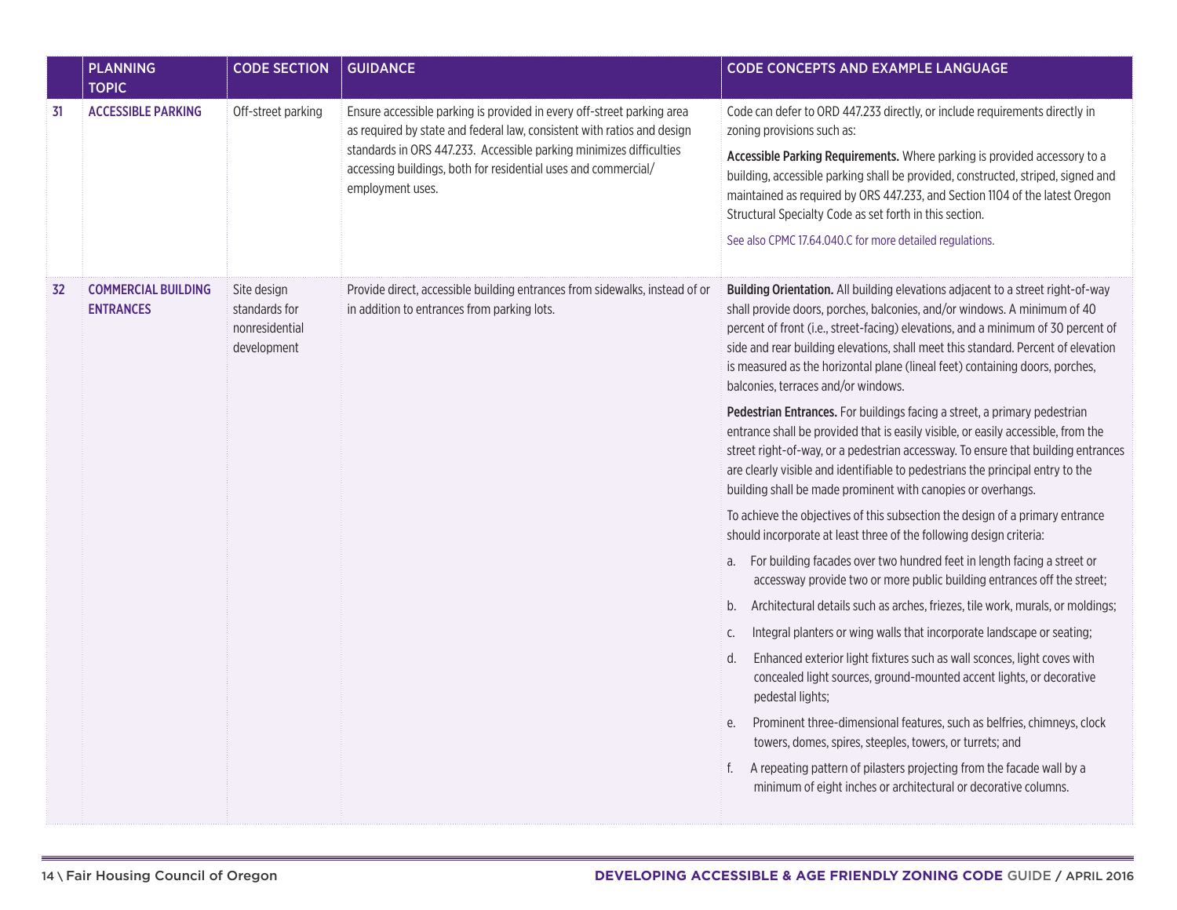| | PLANNING TOPIC | CODE SECTION | GUIDANCE | CODE CONCEPTS AND EXAMPLE LANGUAGE |
|---|---|---|---|---|
| 31 | **ACCESSIBLE PARKING** | Off-street parking | Ensure accessible parking is provided in every off-street parking area as required by state and federal law, consistent with ratios and design standards in ORS 447.233. Accessible parking minimizes difficulties accessing buildings, both for residential uses and commercial/ employment uses. | Code can defer to ORD 447.233 directly, or include requirements directly in zoning provisions such as:<br><br>**Accessible Parking Requirements.** Where parking is provided accessory to a building, accessible parking shall be provided, constructed, striped, signed and maintained as required by ORS 447.233, and Section 1104 of the latest Oregon Structural Specialty Code as set forth in this section.<br><br>See also CPMC 17.64.040.C for more detailed regulations. |
| 32 | **COMMERCIAL BUILDING ENTRANCES** | Site design standards for nonresidential development | Provide direct, accessible building entrances from sidewalks, instead of or in addition to entrances from parking lots. | **Building Orientation.** All building elevations adjacent to a street right-of-way shall provide doors, porches, balconies, and/or windows. A minimum of 40 percent of front (i.e., street-facing) elevations, and a minimum of 30 percent of side and rear building elevations, shall meet this standard. Percent of elevation is measured as the horizontal plane (lineal feet) containing doors, porches, balconies, terraces and/or windows.<br><br>**Pedestrian Entrances.** For buildings facing a street, a primary pedestrian entrance shall be provided that is easily visible, or easily accessible, from the street right-of-way, or a pedestrian accessway. To ensure that building entrances are clearly visible and identifiable to pedestrians the principal entry to the building shall be made prominent with canopies or overhangs.<br><br>To achieve the objectives of this subsection the design of a primary entrance should incorporate at least three of the following design criteria:<br><br>a. For building facades over two hundred feet in length facing a street or accessway provide two or more public building entrances off the street;<br><br>b. Architectural details such as arches, friezes, tile work, murals, or moldings;<br><br>c. Integral planters or wing walls that incorporate landscape or seating;<br><br>d. Enhanced exterior light fixtures such as wall sconces, light coves with concealed light sources, ground-mounted accent lights, or decorative pedestal lights;<br><br>e. Prominent three-dimensional features, such as belfries, chimneys, clock towers, domes, spires, steeples, towers, or turrets; and<br><br>f. A repeating pattern of pilasters projecting from the facade wall by a minimum of eight inches or architectural or decorative columns. |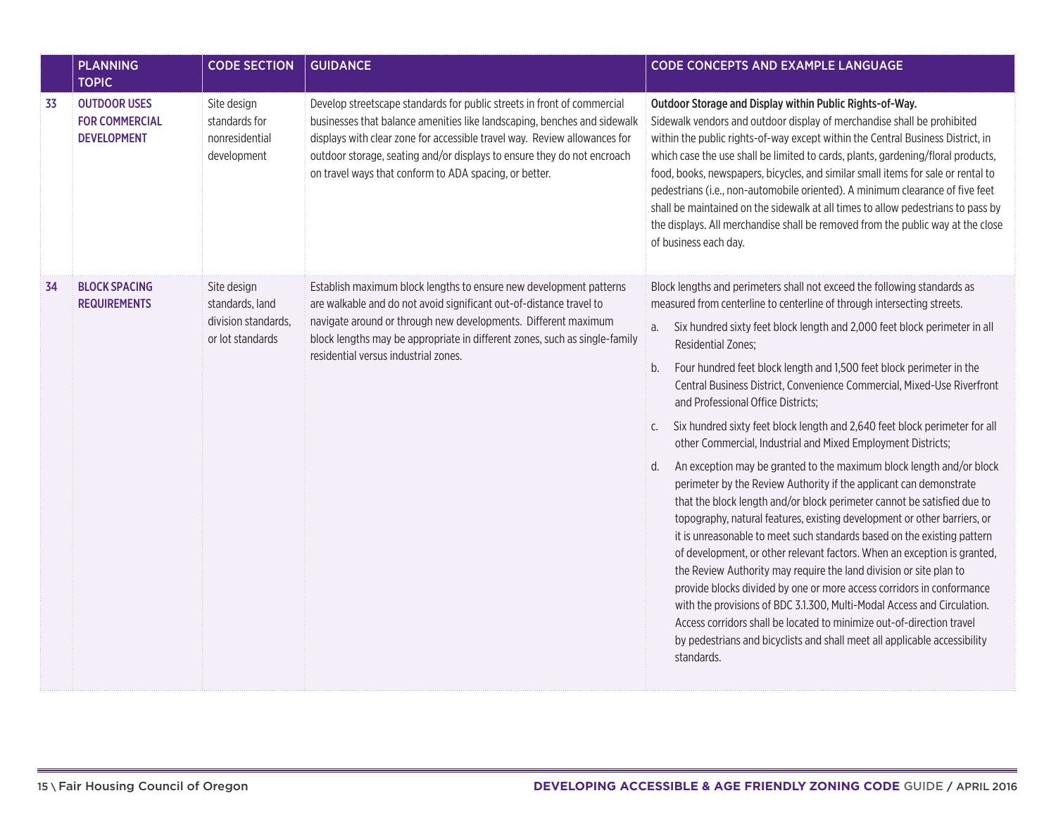|  | PLANNING TOPIC | CODE SECTION | GUIDANCE | CODE CONCEPTS AND EXAMPLE LANGUAGE |
|---|---|---|---|---|
| 33 | **OUTDOOR USES FOR COMMERCIAL DEVELOPMENT** | Site design standards for nonresidential development | Develop streetscape standards for public streets in front of commercial businesses that balance amenities like landscaping, benches and sidewalk displays with clear zone for accessible travel way. Review allowances for outdoor storage, seating and/or displays to ensure they do not encroach on travel ways that conform to ADA spacing, or better. | **Outdoor Storage and Display within Public Rights-of-Way.** Sidewalk vendors and outdoor display of merchandise shall be prohibited within the public rights-of-way except within the Central Business District, in which case the use shall be limited to cards, plants, gardening/floral products, food, books, newspapers, bicycles, and similar small items for sale or rental to pedestrians (i.e., non-automobile oriented). A minimum clearance of five feet shall be maintained on the sidewalk at all times to allow pedestrians to pass by the displays. All merchandise shall be removed from the public way at the close of business each day. |
| 34 | **BLOCK SPACING REQUIREMENTS** | Site design standards, land division standards, or lot standards | Establish maximum block lengths to ensure new development patterns are walkable and do not avoid significant out-of-distance travel to navigate around or through new developments. Different maximum block lengths may be appropriate in different zones, such as single-family residential versus industrial zones. | Block lengths and perimeters shall not exceed the following standards as measured from centerline to centerline of through intersecting streets.<br>a. Six hundred sixty feet block length and 2,000 feet block perimeter in all Residential Zones;<br>b. Four hundred feet block length and 1,500 feet block perimeter in the Central Business District, Convenience Commercial, Mixed-Use Riverfront and Professional Office Districts;<br>c. Six hundred sixty feet block length and 2,640 feet block perimeter for all other Commercial, Industrial and Mixed Employment Districts;<br>d. An exception may be granted to the maximum block length and/or block perimeter by the Review Authority if the applicant can demonstrate that the block length and/or block perimeter cannot be satisfied due to topography, natural features, existing development or other barriers, or it is unreasonable to meet such standards based on the existing pattern of development, or other relevant factors. When an exception is granted, the Review Authority may require the land division or site plan to provide blocks divided by one or more access corridors in conformance with the provisions of BDC 3.1.300, Multi-Modal Access and Circulation. Access corridors shall be located to minimize out-of-direction travel by pedestrians and bicyclists and shall meet all applicable accessibility standards. |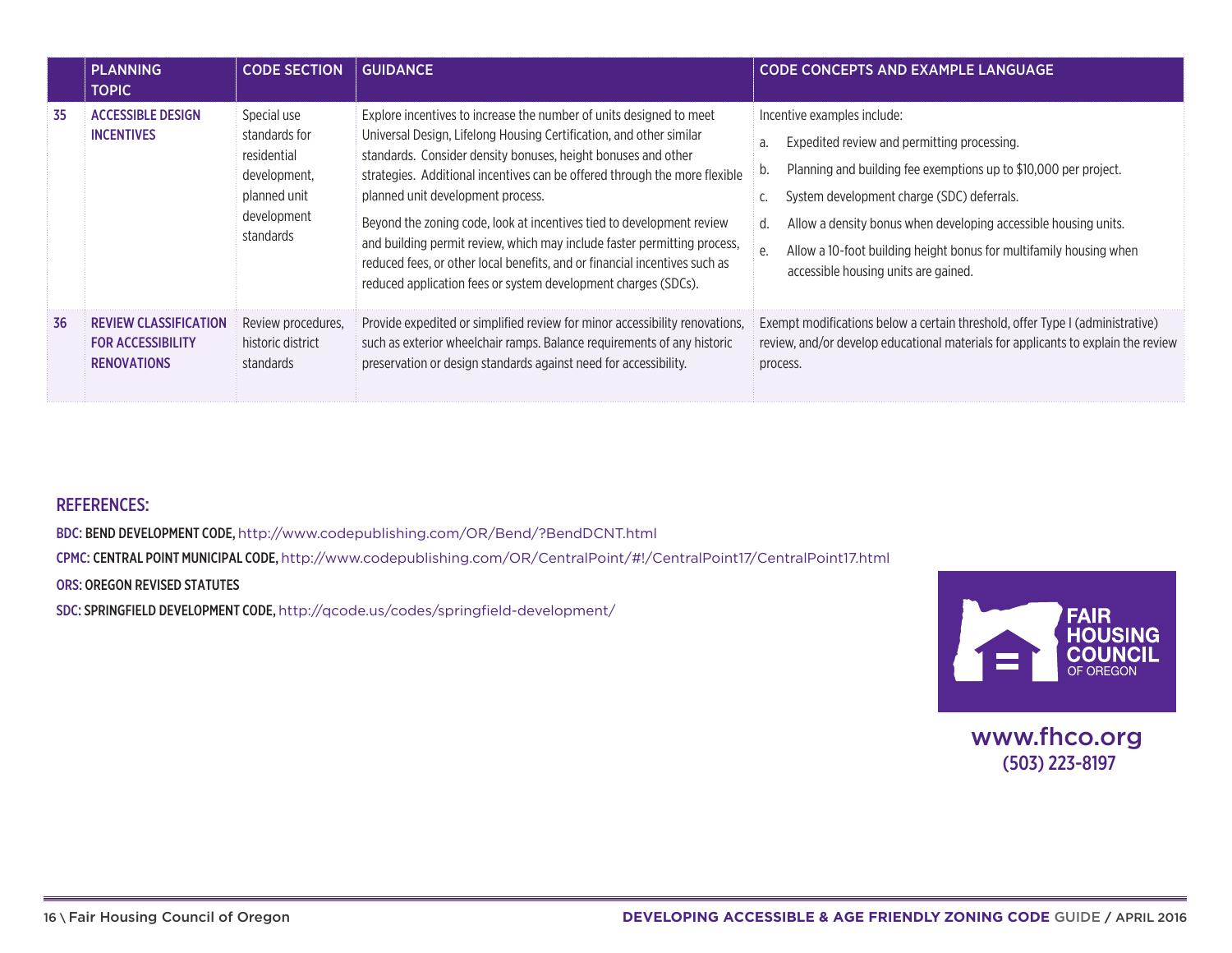| | PLANNING TOPIC | CODE SECTION | GUIDANCE | CODE CONCEPTS AND EXAMPLE LANGUAGE |
|---|---|---|---|---|
| 35 | **ACCESSIBLE DESIGN INCENTIVES** | Special use standards for residential development, planned unit development standards | Explore incentives to increase the number of units designed to meet Universal Design, Lifelong Housing Certification, and other similar standards. Consider density bonuses, height bonuses and other strategies. Additional incentives can be offered through the more flexible planned unit development process.<br><br>Beyond the zoning code, look at incentives tied to development review and building permit review, which may include faster permitting process, reduced fees, or other local benefits, and or financial incentives such as reduced application fees or system development charges (SDCs). | Incentive examples include:<br>a. Expedited review and permitting processing.<br>b. Planning and building fee exemptions up to $10,000 per project.<br>c. System development charge (SDC) deferrals.<br>d. Allow a density bonus when developing accessible housing units.<br>e. Allow a 10-foot building height bonus for multifamily housing when accessible housing units are gained. |
| 36 | **REVIEW CLASSIFICATION FOR ACCESSIBILITY RENOVATIONS** | Review procedures, historic district standards | Provide expedited or simplified review for minor accessibility renovations, such as exterior wheelchair ramps. Balance requirements of any historic preservation or design standards against need for accessibility. | Exempt modifications below a certain threshold, offer Type I (administrative) review, and/or develop educational materials for applicants to explain the review process. |

## REFERENCES:

**BDC: BEND DEVELOPMENT CODE,** http://www.codepublishing.com/OR/Bend/?BendDCNT.html

**CPMC: CENTRAL POINT MUNICIPAL CODE,** http://www.codepublishing.com/OR/CentralPoint/#!/CentralPoint17/CentralPoint17.html

**ORS: OREGON REVISED STATUTES**

**SDC: SPRINGFIELD DEVELOPMENT CODE,** http://qcode.us/codes/springfield-development/

FAIR HOUSING COUNCIL OF OREGON

www.fhco.org
(503) 223-8197